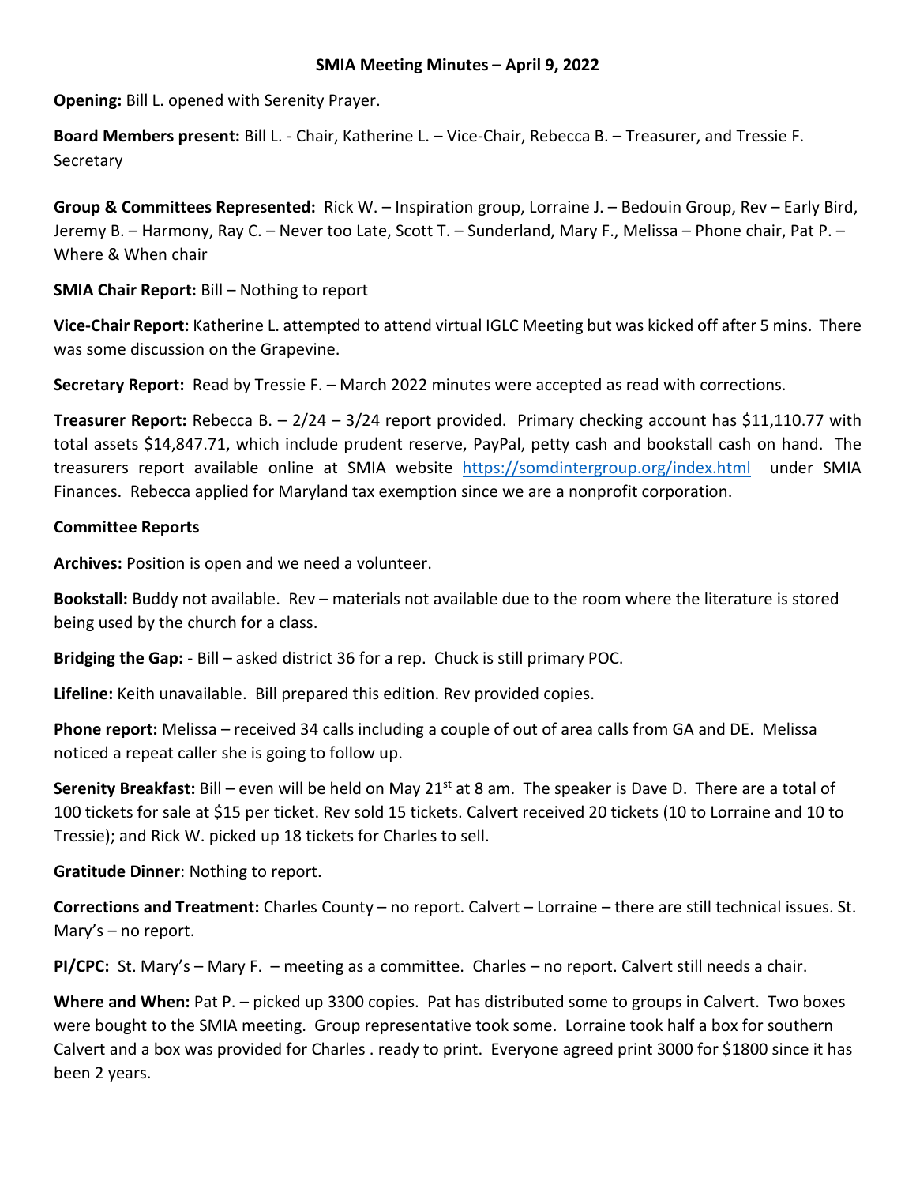# SMIA Meeting Minutes – April 9, 2022

**Opening:** Bill L. opened with Serenity Prayer.

**Board Members present:** Bill L. - Chair, Katherine L. – Vice-Chair, Rebecca B. – Treasurer, and Tressie F. Secretary

**Group & Committees Represented:** Rick W. – Inspiration group, Lorraine J. – Bedouin Group, Rev – Early Bird, Jeremy B. – Harmony, Ray C. – Never too Late, Scott T. – Sunderland, Mary F., Melissa – Phone chair, Pat P. – Where & When chair

**SMIA Chair Report:** Bill – Nothing to report

**Vice-Chair Report:** Katherine L. attempted to attend virtual IGLC Meeting but was kicked off after 5 mins. There was some discussion on the Grapevine.

**Secretary Report:** Read by Tressie F. – March 2022 minutes were accepted as read with corrections.

**Treasurer Report:** Rebecca B. – 2/24 – 3/24 report provided. Primary checking account has $11,110.77 with total assets $14,847.71, which include prudent reserve, PayPal, petty cash and bookstall cash on hand. The treasurers report available online at SMIA website https://somdintergroup.org/index.html under SMIA Finances. Rebecca applied for Maryland tax exemption since we are a nonprofit corporation.

**Committee Reports**

**Archives:** Position is open and we need a volunteer.

**Bookstall:** Buddy not available. Rev – materials not available due to the room where the literature is stored being used by the church for a class.

**Bridging the Gap:** - Bill – asked district 36 for a rep. Chuck is still primary POC.

**Lifeline:** Keith unavailable. Bill prepared this edition. Rev provided copies.

**Phone report:** Melissa – received 34 calls including a couple of out of area calls from GA and DE. Melissa noticed a repeat caller she is going to follow up.

**Serenity Breakfast:** Bill – even will be held on May 21st at 8 am. The speaker is Dave D. There are a total of 100 tickets for sale at $15 per ticket. Rev sold 15 tickets. Calvert received 20 tickets (10 to Lorraine and 10 to Tressie); and Rick W. picked up 18 tickets for Charles to sell.

**Gratitude Dinner**: Nothing to report.

**Corrections and Treatment:** Charles County – no report. Calvert – Lorraine – there are still technical issues. St. Mary's – no report.

**PI/CPC:** St. Mary's – Mary F. – meeting as a committee. Charles – no report. Calvert still needs a chair.

**Where and When:** Pat P. – picked up 3300 copies. Pat has distributed some to groups in Calvert. Two boxes were bought to the SMIA meeting. Group representative took some. Lorraine took half a box for southern Calvert and a box was provided for Charles . ready to print. Everyone agreed print 3000 for $1800 since it has been 2 years.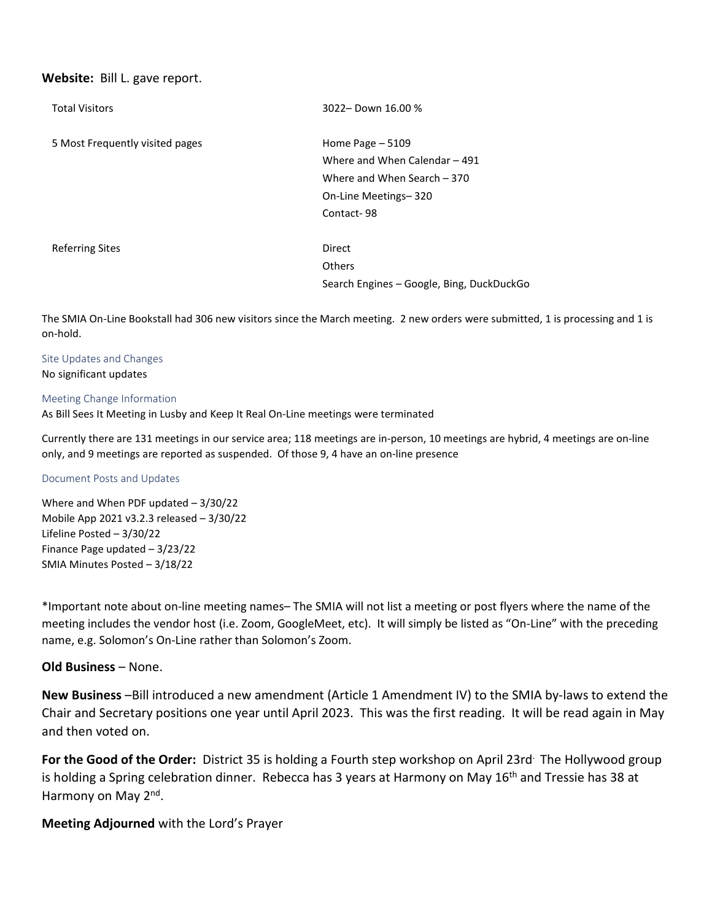**Website:** Bill L. gave report.

| | |
|---|---|
| Total Visitors | 3022– Down 16.00 % |
| 5 Most Frequently visited pages | Home Page – 5109<br>Where and When Calendar – 491<br>Where and When Search – 370<br>On-Line Meetings– 320<br>Contact- 98 |
| Referring Sites | Direct<br>Others<br>Search Engines – Google, Bing, DuckDuckGo |

The SMIA On-Line Bookstall had 306 new visitors since the March meeting. 2 new orders were submitted, 1 is processing and 1 is on-hold.

### Site Updates and Changes

No significant updates

### Meeting Change Information

As Bill Sees It Meeting in Lusby and Keep It Real On-Line meetings were terminated

Currently there are 131 meetings in our service area; 118 meetings are in-person, 10 meetings are hybrid, 4 meetings are on-line only, and 9 meetings are reported as suspended. Of those 9, 4 have an on-line presence

### Document Posts and Updates

Where and When PDF updated – 3/30/22
Mobile App 2021 v3.2.3 released – 3/30/22
Lifeline Posted – 3/30/22
Finance Page updated – 3/23/22
SMIA Minutes Posted – 3/18/22

*Important note about on-line meeting names– The SMIA will not list a meeting or post flyers where the name of the meeting includes the vendor host (i.e. Zoom, GoogleMeet, etc). It will simply be listed as "On-Line" with the preceding name, e.g. Solomon's On-Line rather than Solomon's Zoom.

**Old Business** – None.

**New Business** –Bill introduced a new amendment (Article 1 Amendment IV) to the SMIA by-laws to extend the Chair and Secretary positions one year until April 2023. This was the first reading. It will be read again in May and then voted on.

**For the Good of the Order:** District 35 is holding a Fourth step workshop on April 23rd. The Hollywood group is holding a Spring celebration dinner. Rebecca has 3 years at Harmony on May 16th and Tressie has 38 at Harmony on May 2nd.

**Meeting Adjourned** with the Lord's Prayer